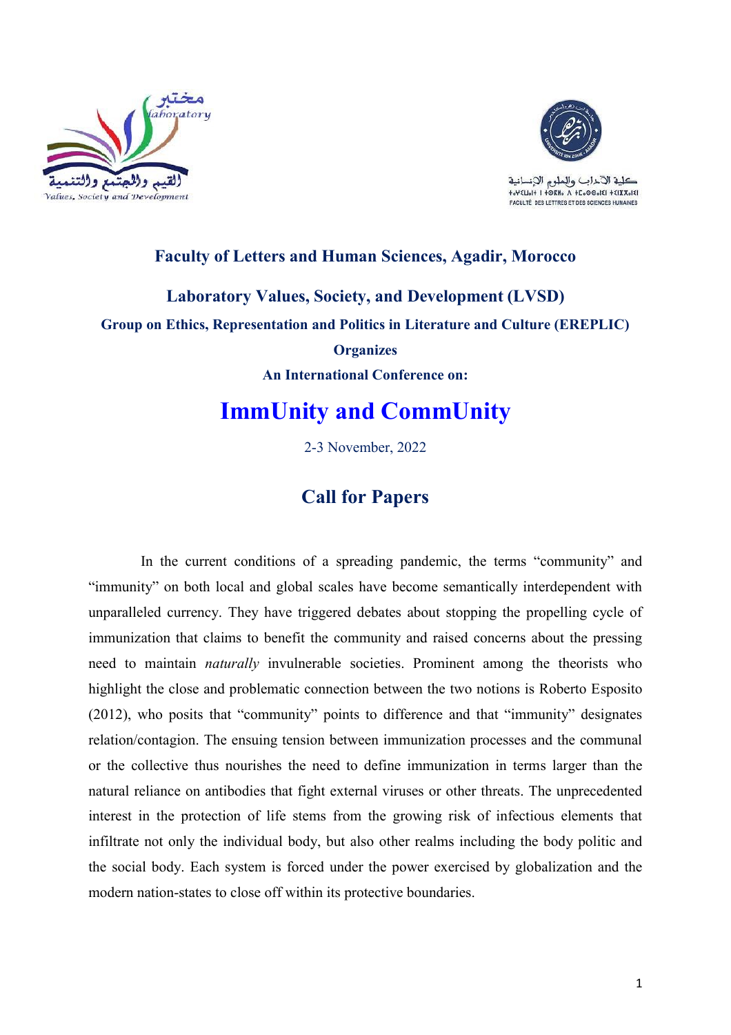**Faculty of Letters and Human Sciences, Agadir, Morocco**

**Laboratory Values, Society, and Development (LVSD)**

**Group on Ethics, Representation and Politics in Literature and Culture (EREPLIC)**

**Organizes**

**An International Conference on:**

# ImmUnity and CommUnity

2-3 November, 2022

## Call for Papers

In the current conditions of a spreading pandemic, the terms "community" and "immunity" on both local and global scales have become semantically interdependent with unparalleled currency. They have triggered debates about stopping the propelling cycle of immunization that claims to benefit the community and raised concerns about the pressing need to maintain *naturally* invulnerable societies. Prominent among the theorists who highlight the close and problematic connection between the two notions is Roberto Esposito (2012), who posits that "community" points to difference and that "immunity" designates relation/contagion. The ensuing tension between immunization processes and the communal or the collective thus nourishes the need to define immunization in terms larger than the natural reliance on antibodies that fight external viruses or other threats. The unprecedented interest in the protection of life stems from the growing risk of infectious elements that infiltrate not only the individual body, but also other realms including the body politic and the social body. Each system is forced under the power exercised by globalization and the modern nation-states to close off within its protective boundaries.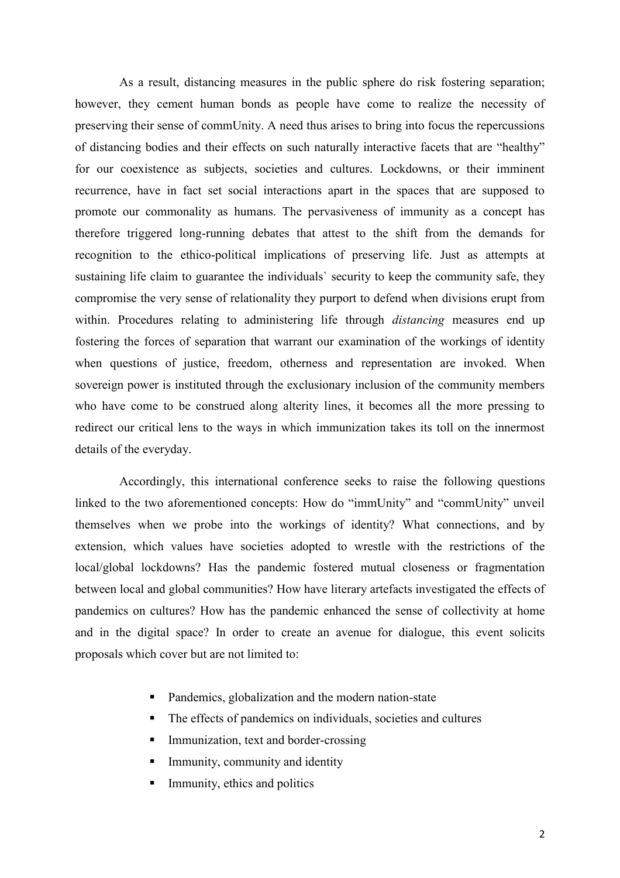As a result, distancing measures in the public sphere do risk fostering separation; however, they cement human bonds as people have come to realize the necessity of preserving their sense of commUnity. A need thus arises to bring into focus the repercussions of distancing bodies and their effects on such naturally interactive facets that are "healthy" for our coexistence as subjects, societies and cultures. Lockdowns, or their imminent recurrence, have in fact set social interactions apart in the spaces that are supposed to promote our commonality as humans. The pervasiveness of immunity as a concept has therefore triggered long-running debates that attest to the shift from the demands for recognition to the ethico-political implications of preserving life. Just as attempts at sustaining life claim to guarantee the individuals` security to keep the community safe, they compromise the very sense of relationality they purport to defend when divisions erupt from within. Procedures relating to administering life through *distancing* measures end up fostering the forces of separation that warrant our examination of the workings of identity when questions of justice, freedom, otherness and representation are invoked. When sovereign power is instituted through the exclusionary inclusion of the community members who have come to be construed along alterity lines, it becomes all the more pressing to redirect our critical lens to the ways in which immunization takes its toll on the innermost details of the everyday.

Accordingly, this international conference seeks to raise the following questions linked to the two aforementioned concepts: How do "immUnity" and "commUnity" unveil themselves when we probe into the workings of identity? What connections, and by extension, which values have societies adopted to wrestle with the restrictions of the local/global lockdowns? Has the pandemic fostered mutual closeness or fragmentation between local and global communities? How have literary artefacts investigated the effects of pandemics on cultures? How has the pandemic enhanced the sense of collectivity at home and in the digital space? In order to create an avenue for dialogue, this event solicits proposals which cover but are not limited to:

- Pandemics, globalization and the modern nation-state
- The effects of pandemics on individuals, societies and cultures
- Immunization, text and border-crossing
- Immunity, community and identity
- Immunity, ethics and politics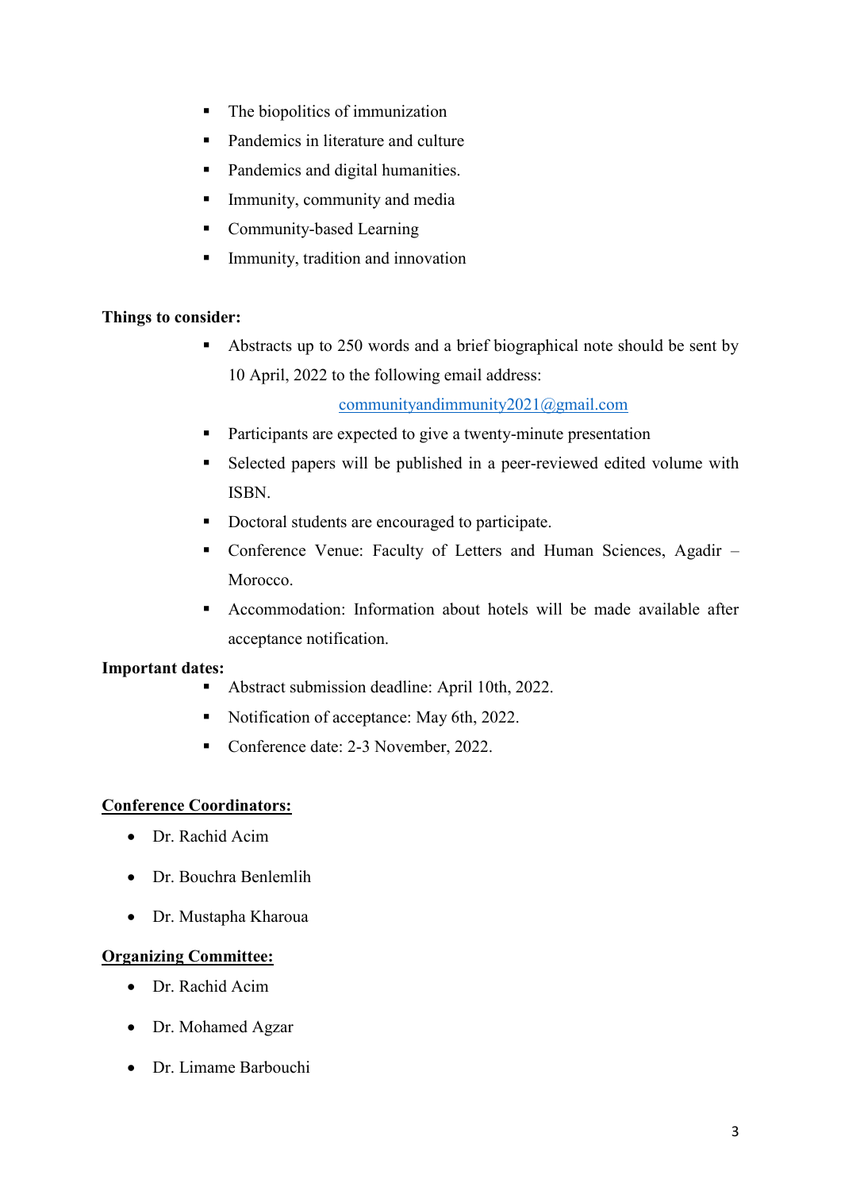- The biopolitics of immunization
- Pandemics in literature and culture
- Pandemics and digital humanities.
- Immunity, community and media
- Community-based Learning
- Immunity, tradition and innovation

**Things to consider:**

- Abstracts up to 250 words and a brief biographical note should be sent by 10 April, 2022 to the following email address:

  communityandimmunity2021@gmail.com

- Participants are expected to give a twenty-minute presentation
- Selected papers will be published in a peer-reviewed edited volume with ISBN.
- Doctoral students are encouraged to participate.
- Conference Venue: Faculty of Letters and Human Sciences, Agadir – Morocco.
- Accommodation: Information about hotels will be made available after acceptance notification.

**Important dates:**

- Abstract submission deadline: April 10th, 2022.
- Notification of acceptance: May 6th, 2022.
- Conference date: 2-3 November, 2022.

**Conference Coordinators:**

- Dr. Rachid Acim
- Dr. Bouchra Benlemlih
- Dr. Mustapha Kharoua

**Organizing Committee:**

- Dr. Rachid Acim
- Dr. Mohamed Agzar
- Dr. Limame Barbouchi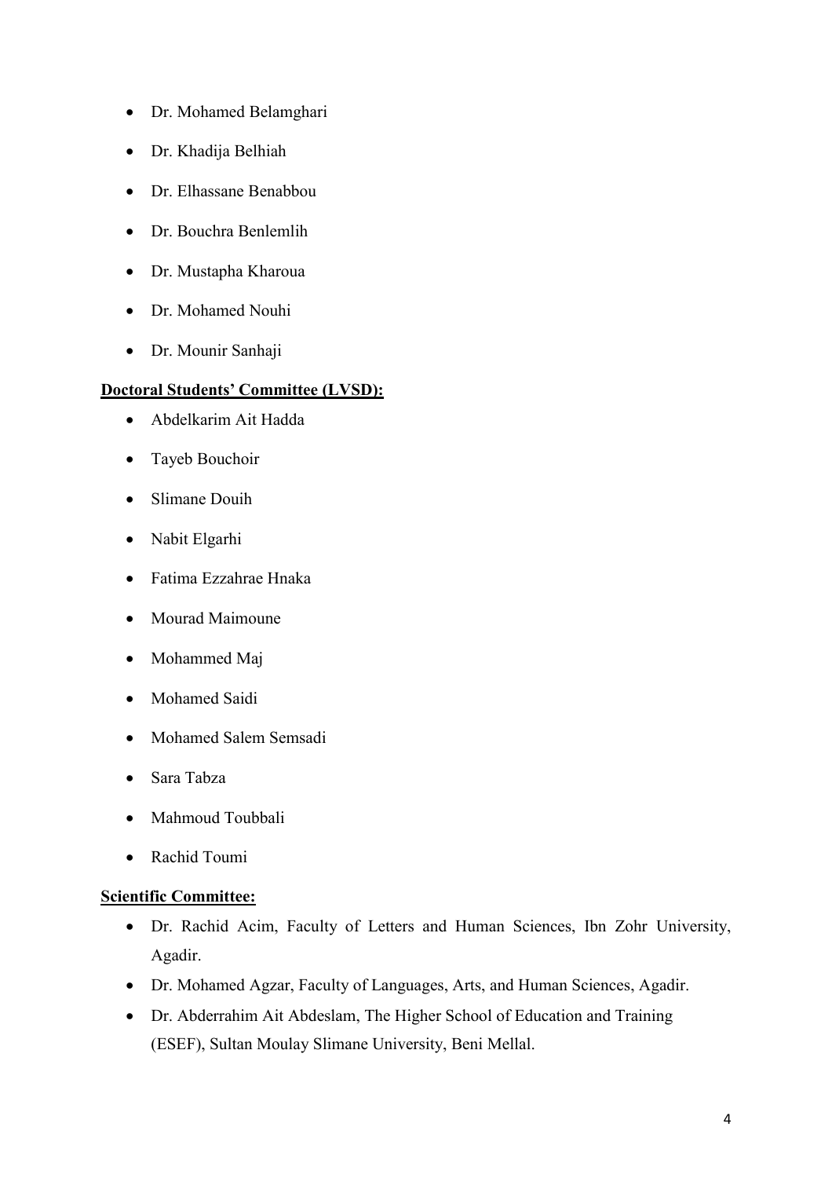- Dr. Mohamed Belamghari
- Dr. Khadija Belhiah
- Dr. Elhassane Benabbou
- Dr. Bouchra Benlemlih
- Dr. Mustapha Kharoua
- Dr. Mohamed Nouhi
- Dr. Mounir Sanhaji

**Doctoral Students' Committee (LVSD):**

- Abdelkarim Ait Hadda
- Tayeb Bouchoir
- Slimane Douih
- Nabit Elgarhi
- Fatima Ezzahrae Hnaka
- Mourad Maimoune
- Mohammed Maj
- Mohamed Saidi
- Mohamed Salem Semsadi
- Sara Tabza
- Mahmoud Toubbali
- Rachid Toumi

**Scientific Committee:**

- Dr. Rachid Acim, Faculty of Letters and Human Sciences, Ibn Zohr University, Agadir.
- Dr. Mohamed Agzar, Faculty of Languages, Arts, and Human Sciences, Agadir.
- Dr. Abderrahim Ait Abdeslam, The Higher School of Education and Training (ESEF), Sultan Moulay Slimane University, Beni Mellal.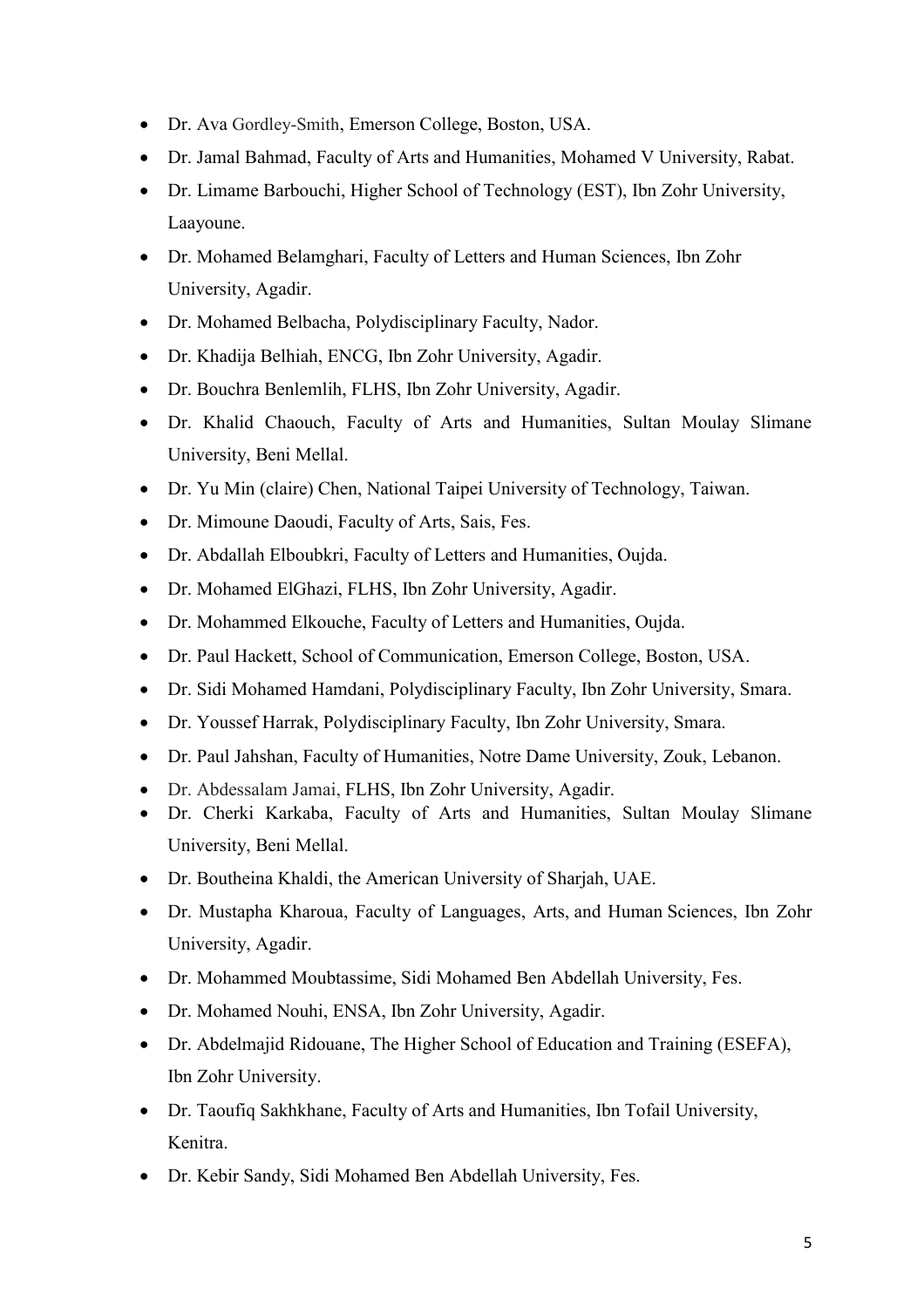- Dr. Ava Gordley-Smith, Emerson College, Boston, USA.
- Dr. Jamal Bahmad, Faculty of Arts and Humanities, Mohamed V University, Rabat.
- Dr. Limame Barbouchi, Higher School of Technology (EST), Ibn Zohr University, Laayoune.
- Dr. Mohamed Belamghari, Faculty of Letters and Human Sciences, Ibn Zohr University, Agadir.
- Dr. Mohamed Belbacha, Polydisciplinary Faculty, Nador.
- Dr. Khadija Belhiah, ENCG, Ibn Zohr University, Agadir.
- Dr. Bouchra Benlemlih, FLHS, Ibn Zohr University, Agadir.
- Dr. Khalid Chaouch, Faculty of Arts and Humanities, Sultan Moulay Slimane University, Beni Mellal.
- Dr. Yu Min (claire) Chen, National Taipei University of Technology, Taiwan.
- Dr. Mimoune Daoudi, Faculty of Arts, Sais, Fes.
- Dr. Abdallah Elboubkri, Faculty of Letters and Humanities, Oujda.
- Dr. Mohamed ElGhazi, FLHS, Ibn Zohr University, Agadir.
- Dr. Mohammed Elkouche, Faculty of Letters and Humanities, Oujda.
- Dr. Paul Hackett, School of Communication, Emerson College, Boston, USA.
- Dr. Sidi Mohamed Hamdani, Polydisciplinary Faculty, Ibn Zohr University, Smara.
- Dr. Youssef Harrak, Polydisciplinary Faculty, Ibn Zohr University, Smara.
- Dr. Paul Jahshan, Faculty of Humanities, Notre Dame University, Zouk, Lebanon.
- Dr. Abdessalam Jamai, FLHS, Ibn Zohr University, Agadir.
- Dr. Cherki Karkaba, Faculty of Arts and Humanities, Sultan Moulay Slimane University, Beni Mellal.
- Dr. Boutheina Khaldi, the American University of Sharjah, UAE.
- Dr. Mustapha Kharoua, Faculty of Languages, Arts, and Human Sciences, Ibn Zohr University, Agadir.
- Dr. Mohammed Moubtassime, Sidi Mohamed Ben Abdellah University, Fes.
- Dr. Mohamed Nouhi, ENSA, Ibn Zohr University, Agadir.
- Dr. Abdelmajid Ridouane, The Higher School of Education and Training (ESEFA), Ibn Zohr University.
- Dr. Taoufiq Sakhkhane, Faculty of Arts and Humanities, Ibn Tofail University, Kenitra.
- Dr. Kebir Sandy, Sidi Mohamed Ben Abdellah University, Fes.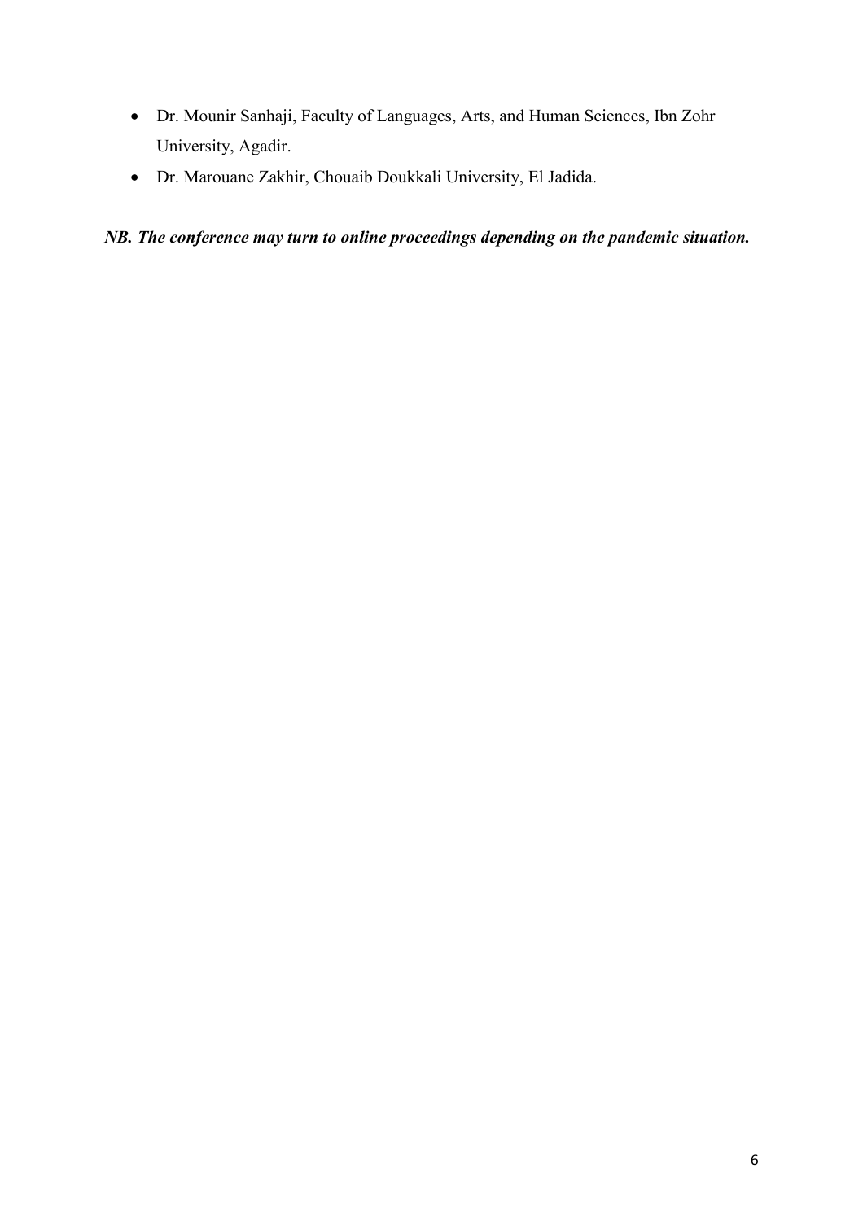- Dr. Mounir Sanhaji, Faculty of Languages, Arts, and Human Sciences, Ibn Zohr University, Agadir.
- Dr. Marouane Zakhir, Chouaib Doukkali University, El Jadida.

***NB. The conference may turn to online proceedings depending on the pandemic situation.***